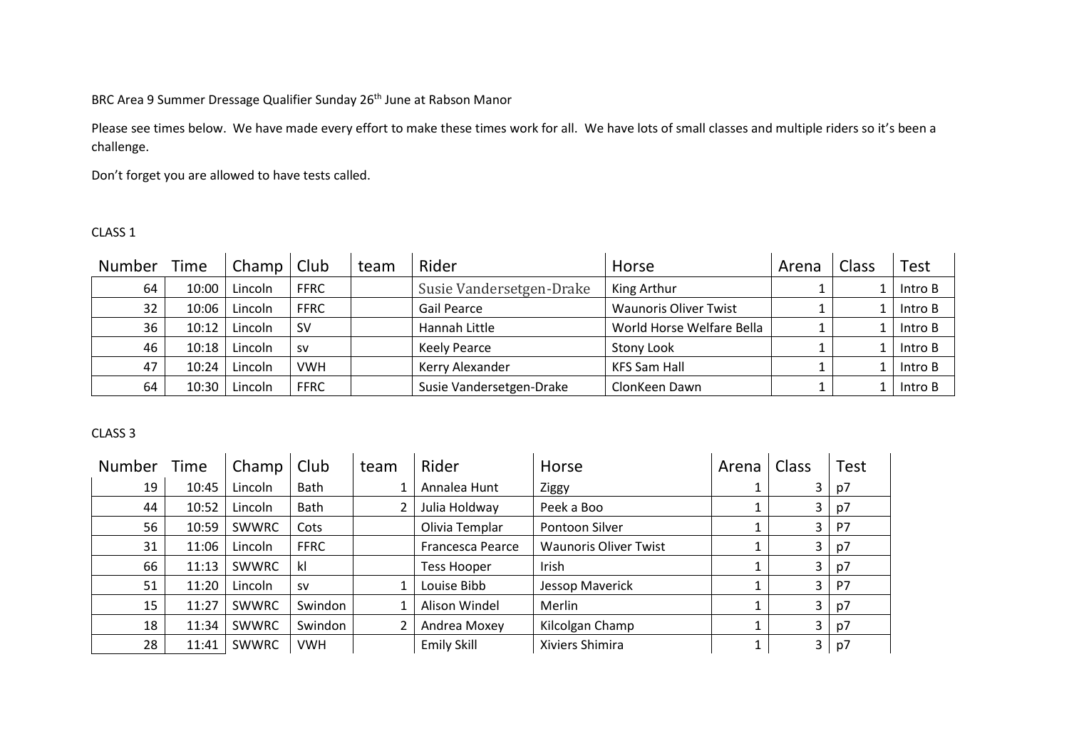BRC Area 9 Summer Dressage Qualifier Sunday 26th June at Rabson Manor

Please see times below. We have made every effort to make these times work for all. We have lots of small classes and multiple riders so it's been a challenge.

Don't forget you are allowed to have tests called.

CLASS 1

| Number | Time | Champ | Club | team | Rider | Horse | Arena | Class | Test |
|---|---|---|---|---|---|---|---|---|---|
| 64 | 10:00 | Lincoln | FFRC | | Susie Vandersetgen-Drake | King Arthur | 1 | 1 | Intro B |
| 32 | 10:06 | Lincoln | FFRC | | Gail Pearce | Waunoris Oliver Twist | 1 | 1 | Intro B |
| 36 | 10:12 | Lincoln | SV | | Hannah Little | World Horse Welfare Bella | 1 | 1 | Intro B |
| 46 | 10:18 | Lincoln | sv | | Keely Pearce | Stony Look | 1 | 1 | Intro B |
| 47 | 10:24 | Lincoln | VWH | | Kerry Alexander | KFS Sam Hall | 1 | 1 | Intro B |
| 64 | 10:30 | Lincoln | FFRC | | Susie Vandersetgen-Drake | ClonKeen Dawn | 1 | 1 | Intro B |

CLASS 3

| Number | Time | Champ | Club | team | Rider | Horse | Arena | Class | Test |
|---|---|---|---|---|---|---|---|---|---|
| 19 | 10:45 | Lincoln | Bath | 1 | Annalea Hunt | Ziggy | 1 | 3 | p7 |
| 44 | 10:52 | Lincoln | Bath | 2 | Julia Holdway | Peek a Boo | 1 | 3 | p7 |
| 56 | 10:59 | SWWRC | Cots | | Olivia Templar | Pontoon Silver | 1 | 3 | P7 |
| 31 | 11:06 | Lincoln | FFRC | | Francesca Pearce | Waunoris Oliver Twist | 1 | 3 | p7 |
| 66 | 11:13 | SWWRC | kl | | Tess Hooper | Irish | 1 | 3 | p7 |
| 51 | 11:20 | Lincoln | sv | 1 | Louise Bibb | Jessop Maverick | 1 | 3 | P7 |
| 15 | 11:27 | SWWRC | Swindon | 1 | Alison Windel | Merlin | 1 | 3 | p7 |
| 18 | 11:34 | SWWRC | Swindon | 2 | Andrea Moxey | Kilcolgan Champ | 1 | 3 | p7 |
| 28 | 11:41 | SWWRC | VWH | | Emily Skill | Xiviers Shimira | 1 | 3 | p7 |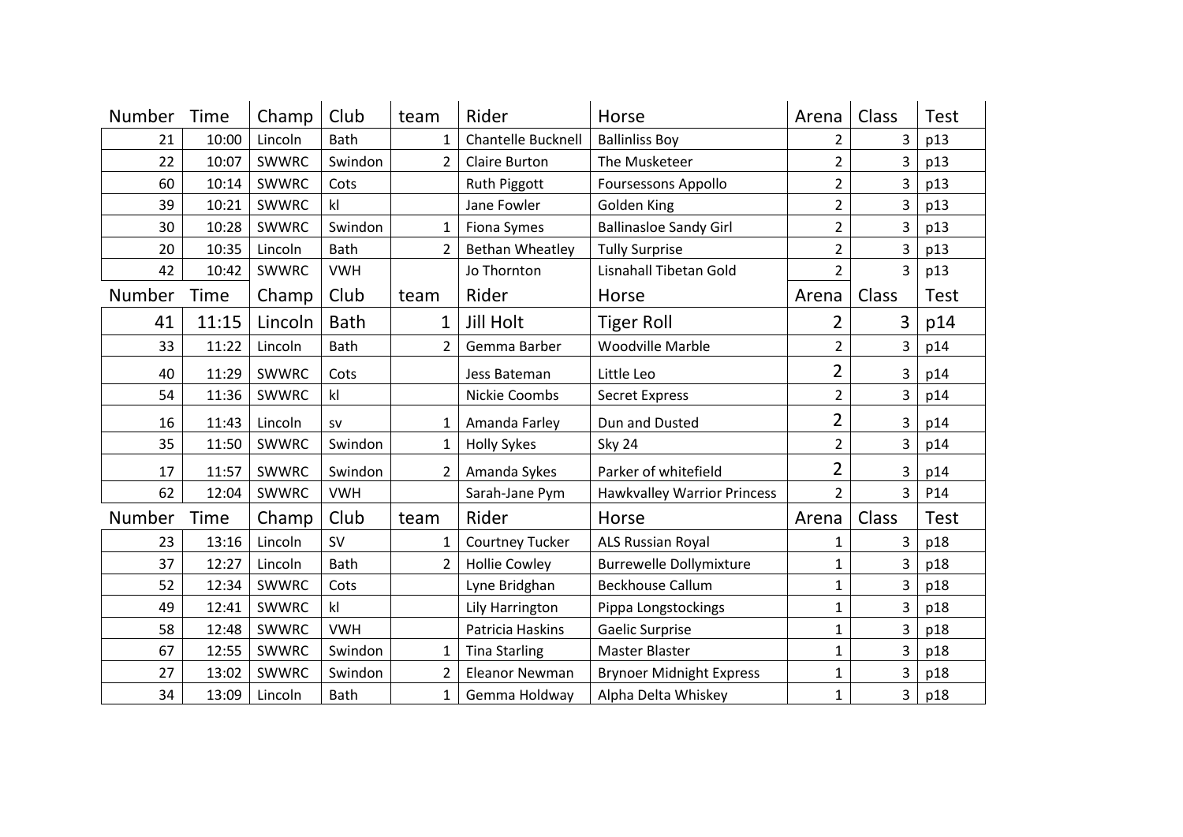| Number | Time | Champ | Club | team | Rider | Horse | Arena | Class | Test |
|---|---|---|---|---|---|---|---|---|---|
| 21 | 10:00 | Lincoln | Bath | 1 | Chantelle Bucknell | Ballinliss Boy | 2 | 3 | p13 |
| 22 | 10:07 | SWWRC | Swindon | 2 | Claire Burton | The Musketeer | 2 | 3 | p13 |
| 60 | 10:14 | SWWRC | Cots | | Ruth Piggott | Foursessons Appollo | 2 | 3 | p13 |
| 39 | 10:21 | SWWRC | kl | | Jane Fowler | Golden King | 2 | 3 | p13 |
| 30 | 10:28 | SWWRC | Swindon | 1 | Fiona Symes | Ballinasloe Sandy Girl | 2 | 3 | p13 |
| 20 | 10:35 | Lincoln | Bath | 2 | Bethan Wheatley | Tully Surprise | 2 | 3 | p13 |
| 42 | 10:42 | SWWRC | VWH | | Jo Thornton | Lisnahall Tibetan Gold | 2 | 3 | p13 |
| Number | Time | Champ | Club | team | Rider | Horse | Arena | Class | Test |
| 41 | 11:15 | Lincoln | Bath | 1 | Jill Holt | Tiger Roll | 2 | 3 | p14 |
| 33 | 11:22 | Lincoln | Bath | 2 | Gemma Barber | Woodville Marble | 2 | 3 | p14 |
| 40 | 11:29 | SWWRC | Cots | | Jess Bateman | Little Leo | 2 | 3 | p14 |
| 54 | 11:36 | SWWRC | kl | | Nickie Coombs | Secret Express | 2 | 3 | p14 |
| 16 | 11:43 | Lincoln | sv | 1 | Amanda Farley | Dun and Dusted | 2 | 3 | p14 |
| 35 | 11:50 | SWWRC | Swindon | 1 | Holly Sykes | Sky 24 | 2 | 3 | p14 |
| 17 | 11:57 | SWWRC | Swindon | 2 | Amanda Sykes | Parker of whitefield | 2 | 3 | p14 |
| 62 | 12:04 | SWWRC | VWH | | Sarah-Jane Pym | Hawkvalley Warrior Princess | 2 | 3 | P14 |
| Number | Time | Champ | Club | team | Rider | Horse | Arena | Class | Test |
| 23 | 13:16 | Lincoln | SV | 1 | Courtney Tucker | ALS Russian Royal | 1 | 3 | p18 |
| 37 | 12:27 | Lincoln | Bath | 2 | Hollie Cowley | Burrewelle Dollymixture | 1 | 3 | p18 |
| 52 | 12:34 | SWWRC | Cots | | Lyne Bridghan | Beckhouse Callum | 1 | 3 | p18 |
| 49 | 12:41 | SWWRC | kl | | Lily Harrington | Pippa Longstockings | 1 | 3 | p18 |
| 58 | 12:48 | SWWRC | VWH | | Patricia Haskins | Gaelic Surprise | 1 | 3 | p18 |
| 67 | 12:55 | SWWRC | Swindon | 1 | Tina Starling | Master Blaster | 1 | 3 | p18 |
| 27 | 13:02 | SWWRC | Swindon | 2 | Eleanor Newman | Brynoer Midnight Express | 1 | 3 | p18 |
| 34 | 13:09 | Lincoln | Bath | 1 | Gemma Holdway | Alpha Delta Whiskey | 1 | 3 | p18 |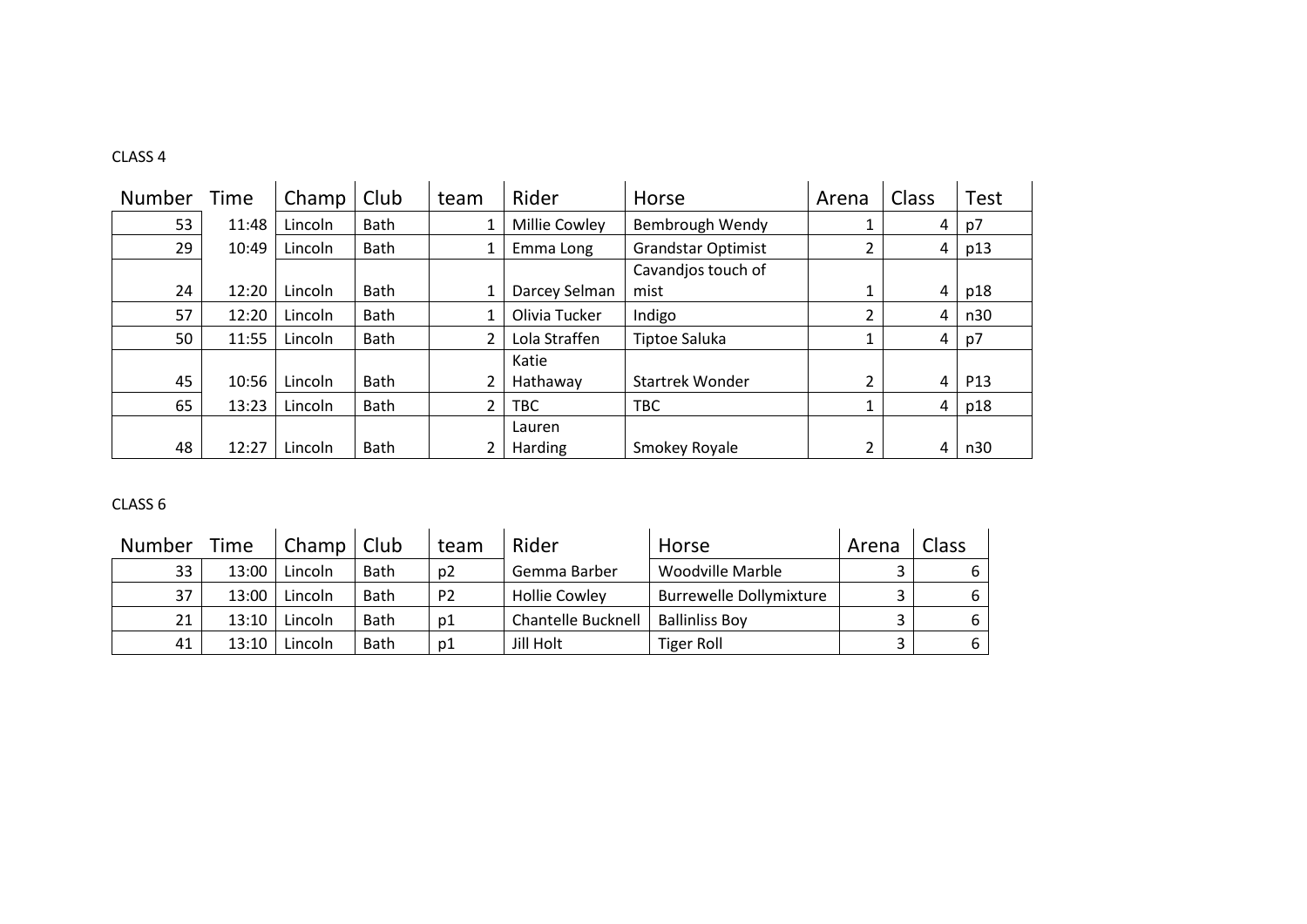CLASS 4

| Number | Time | Champ | Club | team | Rider | Horse | Arena | Class | Test |
|---|---|---|---|---|---|---|---|---|---|
| 53 | 11:48 | Lincoln | Bath | 1 | Millie Cowley | Bembrough Wendy | 1 | 4 | p7 |
| 29 | 10:49 | Lincoln | Bath | 1 | Emma Long | Grandstar Optimist | 2 | 4 | p13 |
| 24 | 12:20 | Lincoln | Bath | 1 | Darcey Selman | Cavandjos touch of mist | 1 | 4 | p18 |
| 57 | 12:20 | Lincoln | Bath | 1 | Olivia Tucker | Indigo | 2 | 4 | n30 |
| 50 | 11:55 | Lincoln | Bath | 2 | Lola Straffen | Tiptoe Saluka | 1 | 4 | p7 |
| 45 | 10:56 | Lincoln | Bath | 2 | Katie Hathaway | Startrek Wonder | 2 | 4 | P13 |
| 65 | 13:23 | Lincoln | Bath | 2 | TBC | TBC | 1 | 4 | p18 |
| 48 | 12:27 | Lincoln | Bath | 2 | Lauren Harding | Smokey Royale | 2 | 4 | n30 |

CLASS 6

| Number | Time | Champ | Club | team | Rider | Horse | Arena | Class |
|---|---|---|---|---|---|---|---|---|
| 33 | 13:00 | Lincoln | Bath | p2 | Gemma Barber | Woodville Marble | 3 | 6 |
| 37 | 13:00 | Lincoln | Bath | P2 | Hollie Cowley | Burrewelle Dollymixture | 3 | 6 |
| 21 | 13:10 | Lincoln | Bath | p1 | Chantelle Bucknell | Ballinliss Boy | 3 | 6 |
| 41 | 13:10 | Lincoln | Bath | p1 | Jill Holt | Tiger Roll | 3 | 6 |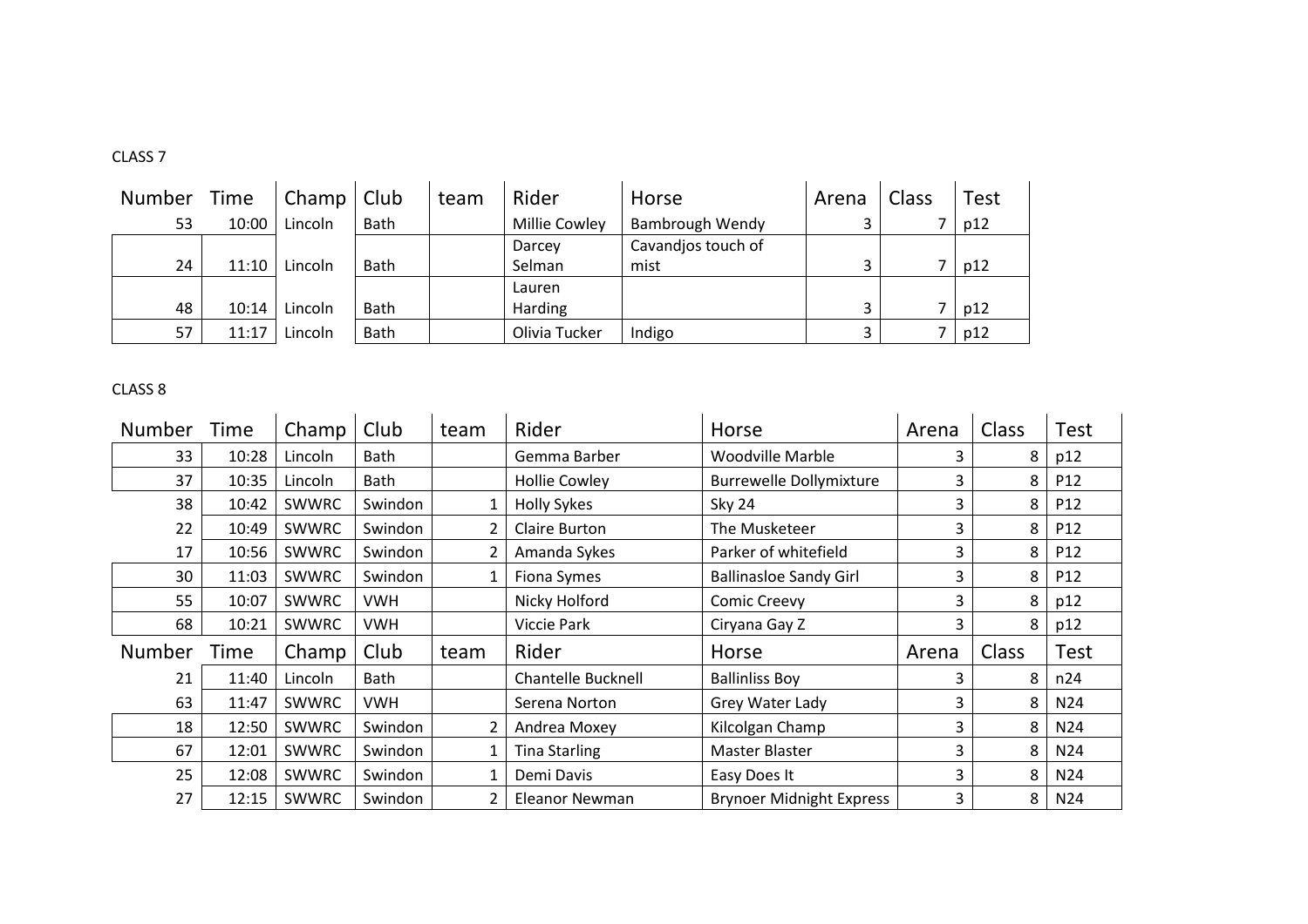CLASS 7

| Number | Time | Champ | Club | team | Rider | Horse | Arena | Class | Test |
|---|---|---|---|---|---|---|---|---|---|
| 53 | 10:00 | Lincoln | Bath | | Millie Cowley | Bambrough Wendy | 3 | 7 | p12 |
| 24 | 11:10 | Lincoln | Bath | | Darcey Selman | Cavandjos touch of mist | 3 | 7 | p12 |
| 48 | 10:14 | Lincoln | Bath | | Lauren Harding | | 3 | 7 | p12 |
| 57 | 11:17 | Lincoln | Bath | | Olivia Tucker | Indigo | 3 | 7 | p12 |

CLASS 8

| Number | Time | Champ | Club | team | Rider | Horse | Arena | Class | Test |
|---|---|---|---|---|---|---|---|---|---|
| 33 | 10:28 | Lincoln | Bath | | Gemma Barber | Woodville Marble | 3 | 8 | p12 |
| 37 | 10:35 | Lincoln | Bath | | Hollie Cowley | Burrewelle Dollymixture | 3 | 8 | P12 |
| 38 | 10:42 | SWWRC | Swindon | 1 | Holly Sykes | Sky 24 | 3 | 8 | P12 |
| 22 | 10:49 | SWWRC | Swindon | 2 | Claire Burton | The Musketeer | 3 | 8 | P12 |
| 17 | 10:56 | SWWRC | Swindon | 2 | Amanda Sykes | Parker of whitefield | 3 | 8 | P12 |
| 30 | 11:03 | SWWRC | Swindon | 1 | Fiona Symes | Ballinasloe Sandy Girl | 3 | 8 | P12 |
| 55 | 10:07 | SWWRC | VWH | | Nicky Holford | Comic Creevy | 3 | 8 | p12 |
| 68 | 10:21 | SWWRC | VWH | | Viccie Park | Ciryana Gay Z | 3 | 8 | p12 |
| Number | Time | Champ | Club | team | Rider | Horse | Arena | Class | Test |
| 21 | 11:40 | Lincoln | Bath | | Chantelle Bucknell | Ballinliss Boy | 3 | 8 | n24 |
| 63 | 11:47 | SWWRC | VWH | | Serena Norton | Grey Water Lady | 3 | 8 | N24 |
| 18 | 12:50 | SWWRC | Swindon | 2 | Andrea Moxey | Kilcolgan Champ | 3 | 8 | N24 |
| 67 | 12:01 | SWWRC | Swindon | 1 | Tina Starling | Master Blaster | 3 | 8 | N24 |
| 25 | 12:08 | SWWRC | Swindon | 1 | Demi Davis | Easy Does It | 3 | 8 | N24 |
| 27 | 12:15 | SWWRC | Swindon | 2 | Eleanor Newman | Brynoer Midnight Express | 3 | 8 | N24 |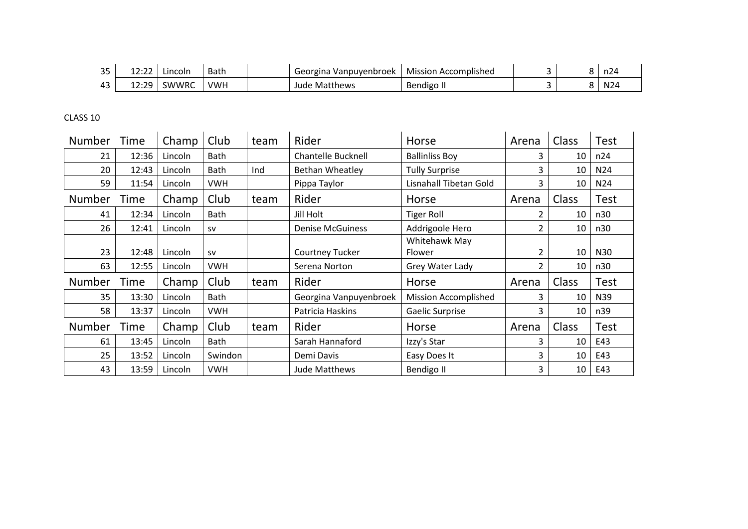| | | | | | | | | | |
|---|---|---|---|---|---|---|---|---|---|
| 35 | 12:22 | Lincoln | Bath | | Georgina Vanpuyenbroek | Mission Accomplished | 3 | 8 | n24 |
| 43 | 12:29 | SWWRC | VWH | | Jude Matthews | Bendigo II | 3 | 8 | N24 |

CLASS 10

| Number | Time | Champ | Club | team | Rider | Horse | Arena | Class | Test |
|---|---|---|---|---|---|---|---|---|---|
| 21 | 12:36 | Lincoln | Bath | | Chantelle Bucknell | Ballinliss Boy | 3 | 10 | n24 |
| 20 | 12:43 | Lincoln | Bath | Ind | Bethan Wheatley | Tully Surprise | 3 | 10 | N24 |
| 59 | 11:54 | Lincoln | VWH | | Pippa Taylor | Lisnahall Tibetan Gold | 3 | 10 | N24 |
| Number | Time | Champ | Club | team | Rider | Horse | Arena | Class | Test |
| 41 | 12:34 | Lincoln | Bath | | Jill Holt | Tiger Roll | 2 | 10 | n30 |
| 26 | 12:41 | Lincoln | sv | | Denise McGuiness | Addrigoole Hero | 2 | 10 | n30 |
| 23 | 12:48 | Lincoln | sv | | Courtney Tucker | Whitehawk May Flower | 2 | 10 | N30 |
| 63 | 12:55 | Lincoln | VWH | | Serena Norton | Grey Water Lady | 2 | 10 | n30 |
| Number | Time | Champ | Club | team | Rider | Horse | Arena | Class | Test |
| 35 | 13:30 | Lincoln | Bath | | Georgina Vanpuyenbroek | Mission Accomplished | 3 | 10 | N39 |
| 58 | 13:37 | Lincoln | VWH | | Patricia Haskins | Gaelic Surprise | 3 | 10 | n39 |
| Number | Time | Champ | Club | team | Rider | Horse | Arena | Class | Test |
| 61 | 13:45 | Lincoln | Bath | | Sarah Hannaford | Izzy's Star | 3 | 10 | E43 |
| 25 | 13:52 | Lincoln | Swindon | | Demi Davis | Easy Does It | 3 | 10 | E43 |
| 43 | 13:59 | Lincoln | VWH | | Jude Matthews | Bendigo II | 3 | 10 | E43 |